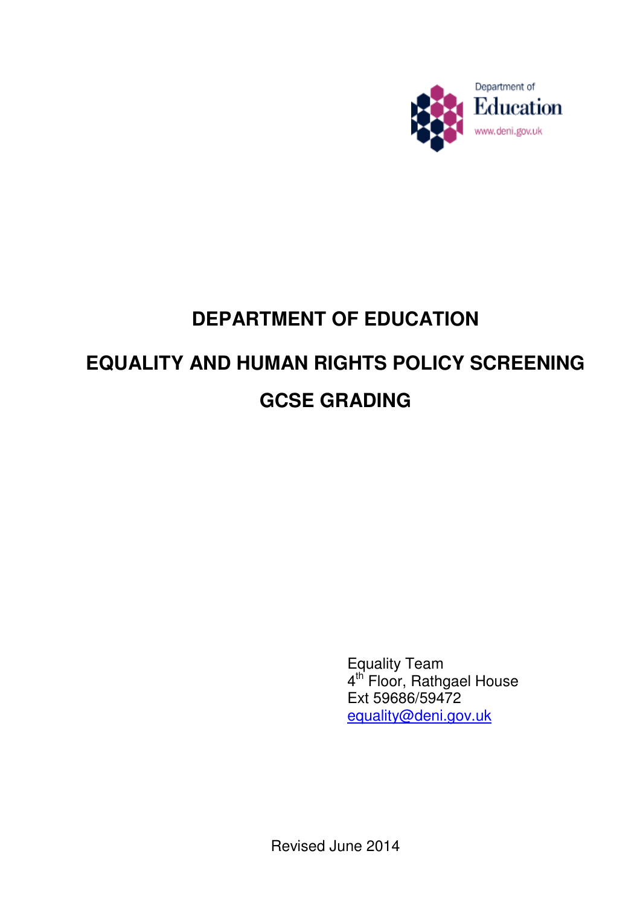Department of Education

www.deni.gov.uk

# DEPARTMENT OF EDUCATION

# EQUALITY AND HUMAN RIGHTS POLICY SCREENING

# GCSE GRADING

Equality Team
4th Floor, Rathgael House
Ext 59686/59472
equality@deni.gov.uk

Revised June 2014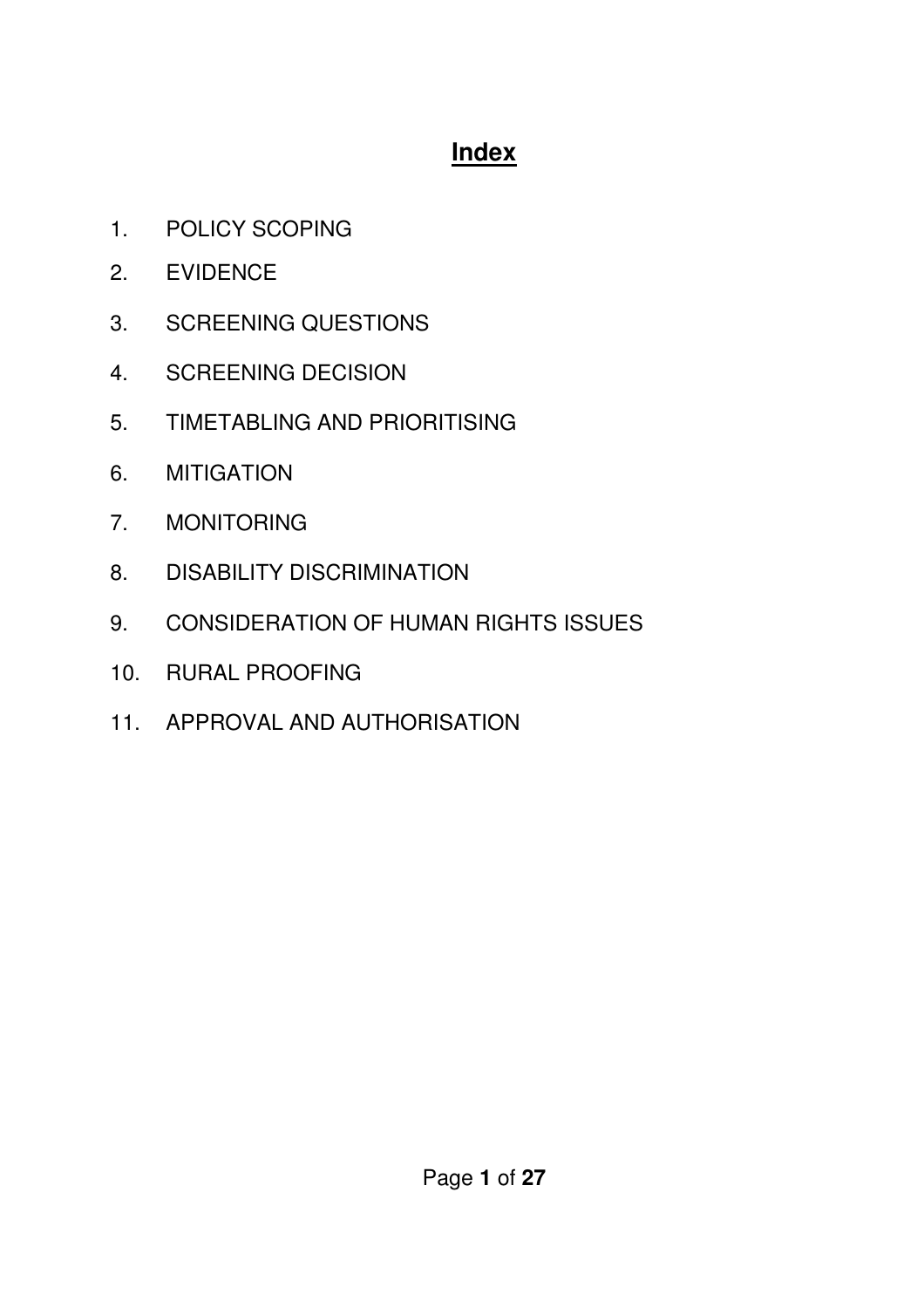# Index

1. POLICY SCOPING
2. EVIDENCE
3. SCREENING QUESTIONS
4. SCREENING DECISION
5. TIMETABLING AND PRIORITISING
6. MITIGATION
7. MONITORING
8. DISABILITY DISCRIMINATION
9. CONSIDERATION OF HUMAN RIGHTS ISSUES
10. RURAL PROOFING
11. APPROVAL AND AUTHORISATION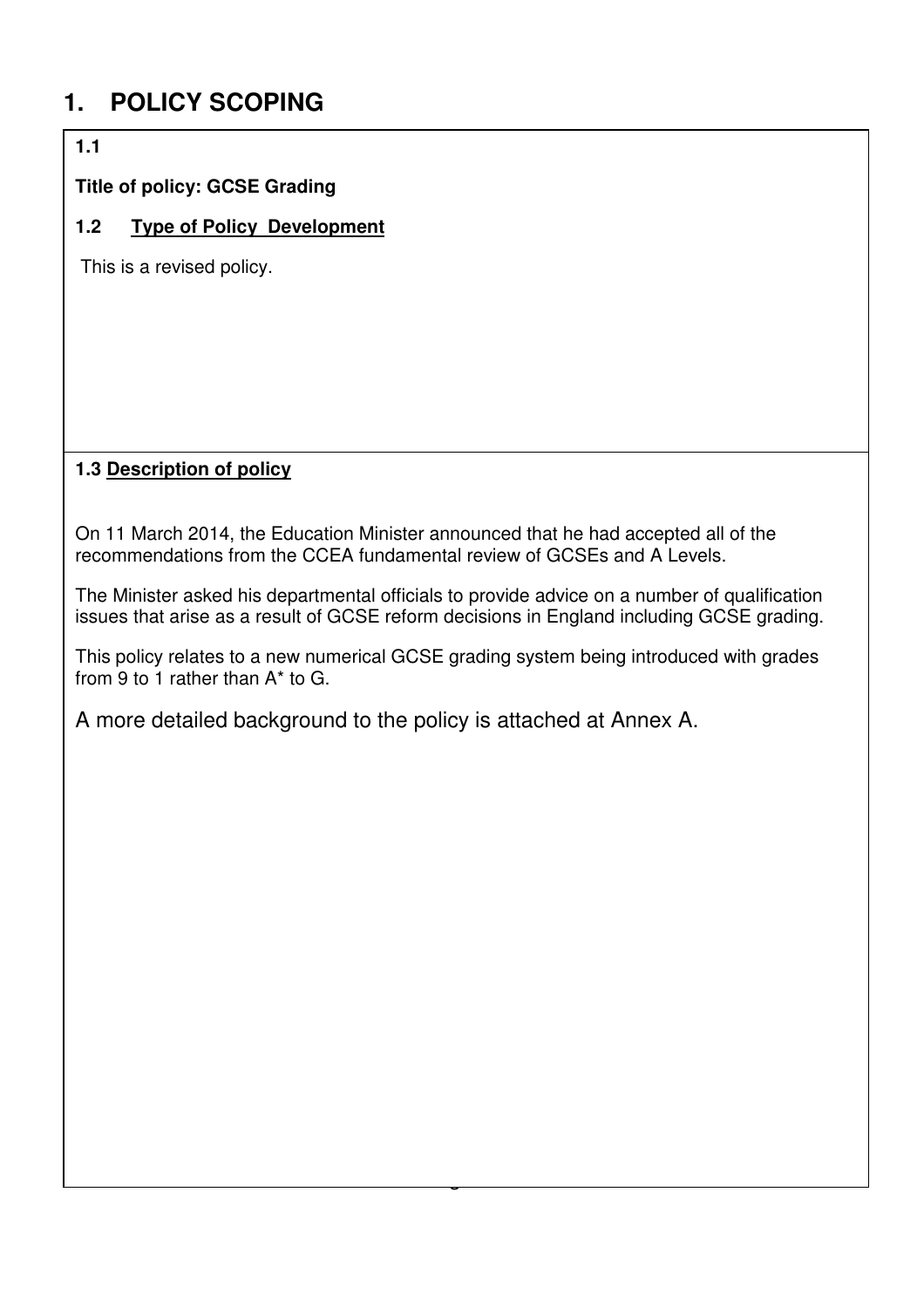# 1. POLICY SCOPING

**1.1**

**Title of policy: GCSE Grading**

**1.2 Type of Policy Development**

This is a revised policy.

**1.3 Description of policy**

On 11 March 2014, the Education Minister announced that he had accepted all of the recommendations from the CCEA fundamental review of GCSEs and A Levels.

The Minister asked his departmental officials to provide advice on a number of qualification issues that arise as a result of GCSE reform decisions in England including GCSE grading.

This policy relates to a new numerical GCSE grading system being introduced with grades from 9 to 1 rather than A* to G.

A more detailed background to the policy is attached at Annex A.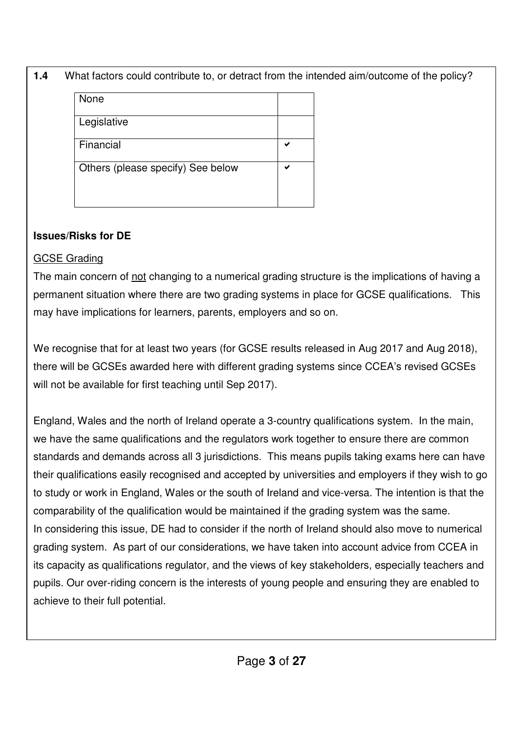**1.4** What factors could contribute to, or detract from the intended aim/outcome of the policy?

| | |
|---|---|
| None | |
| Legislative | |
| Financial | ✔ |
| Others (please specify) See below | ✔ |

**Issues/Risks for DE**

<u>GCSE Grading</u>

The main concern of <u>not</u> changing to a numerical grading structure is the implications of having a permanent situation where there are two grading systems in place for GCSE qualifications. This may have implications for learners, parents, employers and so on.

We recognise that for at least two years (for GCSE results released in Aug 2017 and Aug 2018), there will be GCSEs awarded here with different grading systems since CCEA's revised GCSEs will not be available for first teaching until Sep 2017).

England, Wales and the north of Ireland operate a 3-country qualifications system. In the main, we have the same qualifications and the regulators work together to ensure there are common standards and demands across all 3 jurisdictions. This means pupils taking exams here can have their qualifications easily recognised and accepted by universities and employers if they wish to go to study or work in England, Wales or the south of Ireland and vice-versa. The intention is that the comparability of the qualification would be maintained if the grading system was the same.
In considering this issue, DE had to consider if the north of Ireland should also move to numerical grading system. As part of our considerations, we have taken into account advice from CCEA in its capacity as qualifications regulator, and the views of key stakeholders, especially teachers and pupils. Our over-riding concern is the interests of young people and ensuring they are enabled to achieve to their full potential.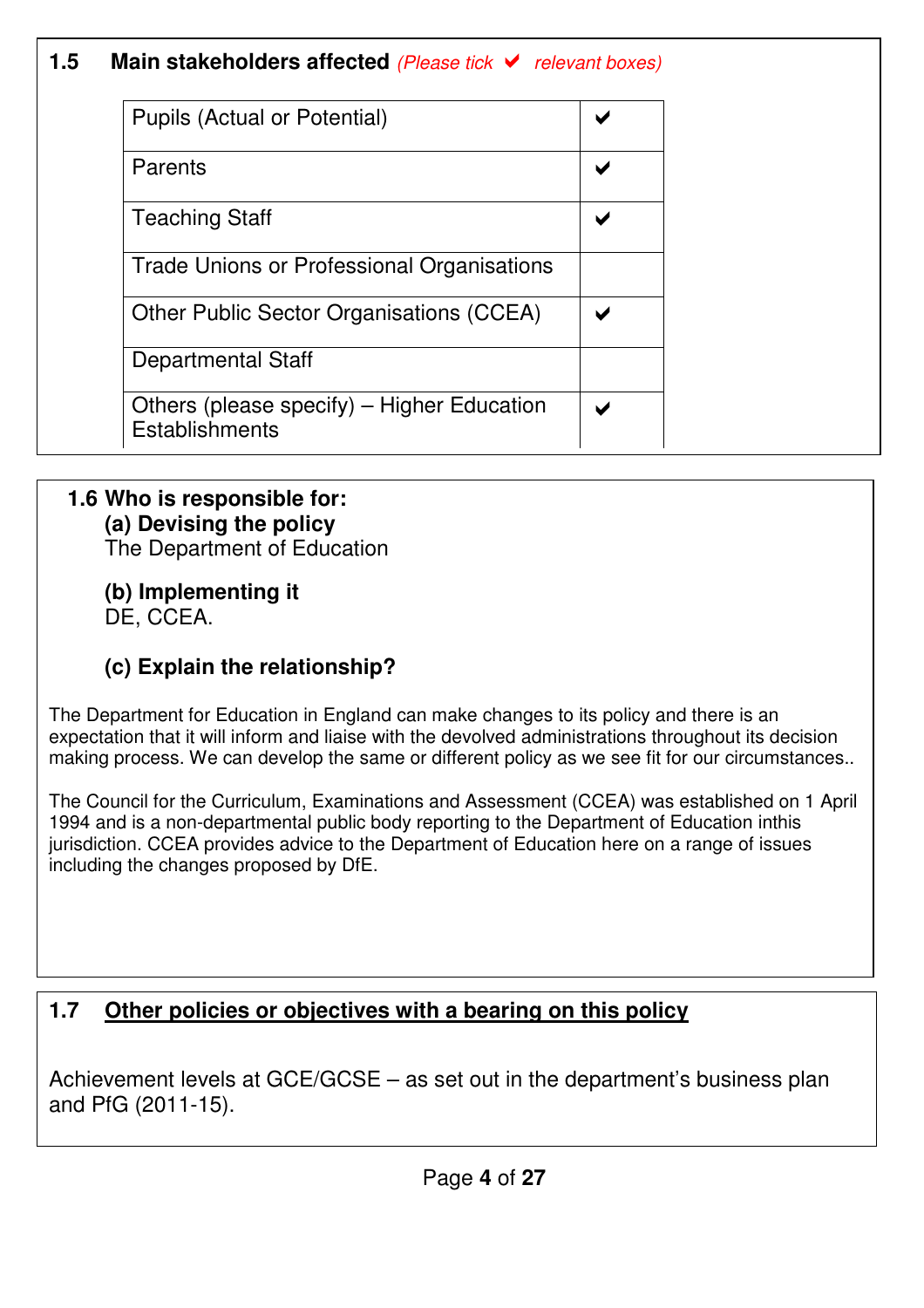## 1.5 Main stakeholders affected *(Please tick ✔ relevant boxes)*

| | |
|---|---|
| Pupils (Actual or Potential) | ✔ |
| Parents | ✔ |
| Teaching Staff | ✔ |
| Trade Unions or Professional Organisations | |
| Other Public Sector Organisations (CCEA) | ✔ |
| Departmental Staff | |
| Others (please specify) – Higher Education Establishments | ✔ |

## 1.6 Who is responsible for:

**(a) Devising the policy**

The Department of Education

**(b) Implementing it**

DE, CCEA.

**(c) Explain the relationship?**

The Department for Education in England can make changes to its policy and there is an expectation that it will inform and liaise with the devolved administrations throughout its decision making process. We can develop the same or different policy as we see fit for our circumstances..

The Council for the Curriculum, Examinations and Assessment (CCEA) was established on 1 April 1994 and is a non-departmental public body reporting to the Department of Education inthis jurisdiction. CCEA provides advice to the Department of Education here on a range of issues including the changes proposed by DfE.

## 1.7 Other policies or objectives with a bearing on this policy

Achievement levels at GCE/GCSE – as set out in the department's business plan and PfG (2011-15).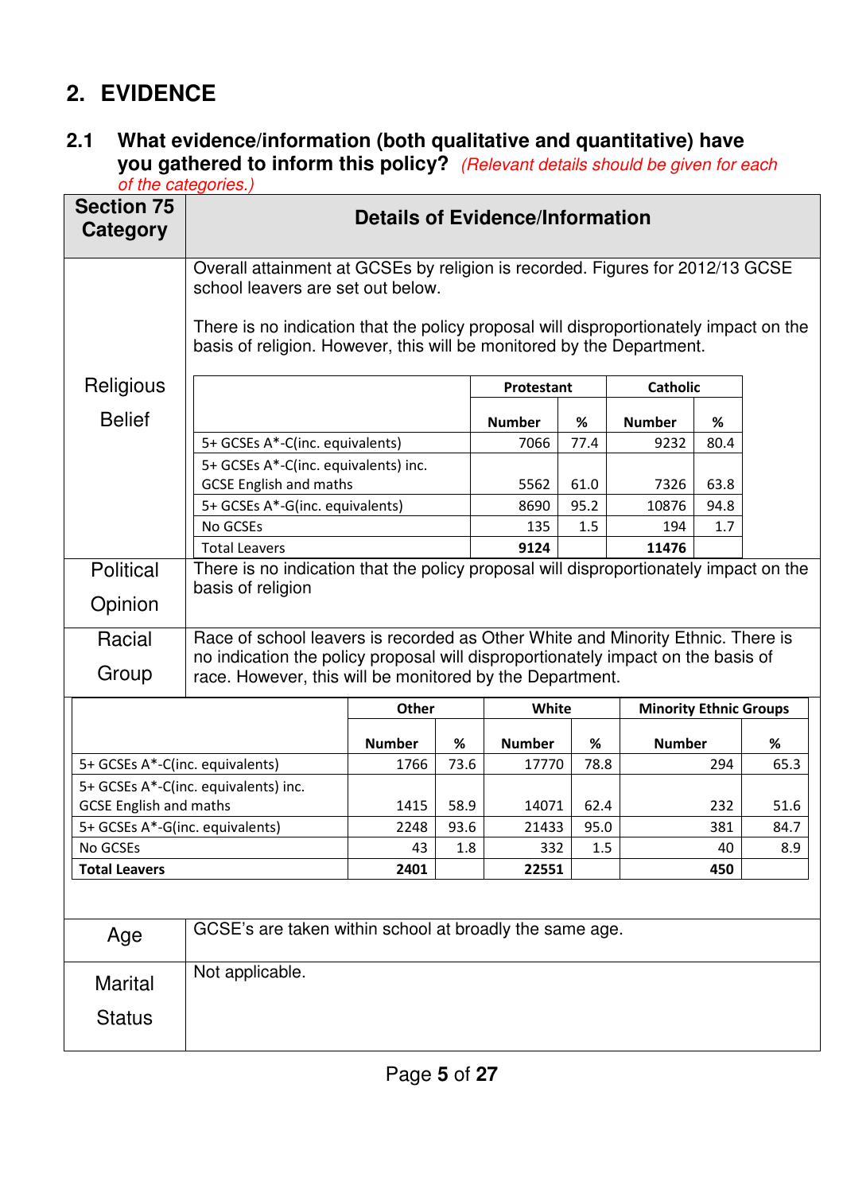## 2. EVIDENCE

### 2.1 What evidence/information (both qualitative and quantitative) have you gathered to inform this policy? *(Relevant details should be given for each of the categories.)*

| Section 75 Category | Details of Evidence/Information |
|---|---|
| Religious Belief | Overall attainment at GCSEs by religion is recorded. Figures for 2012/13 GCSE school leavers are set out below.<br><br>There is no indication that the policy proposal will disproportionately impact on the basis of religion. However, this will be monitored by the Department. |
| Political Opinion | There is no indication that the policy proposal will disproportionately impact on the basis of religion |
| Racial Group | Race of school leavers is recorded as Other White and Minority Ethnic. There is no indication the policy proposal will disproportionately impact on the basis of race. However, this will be monitored by the Department. |

| | Protestant | | Catholic | |
|---|---|---|---|---|
| | Number | % | Number | % |
| 5+ GCSEs A*-C(inc. equivalents) | 7066 | 77.4 | 9232 | 80.4 |
| 5+ GCSEs A*-C(inc. equivalents) inc. GCSE English and maths | 5562 | 61.0 | 7326 | 63.8 |
| 5+ GCSEs A*-G(inc. equivalents) | 8690 | 95.2 | 10876 | 94.8 |
| No GCSEs | 135 | 1.5 | 194 | 1.7 |
| Total Leavers | **9124** | | **11476** | |

| | Other | | White | | Minority Ethnic Groups | |
|---|---|---|---|---|---|---|
| | Number | % | Number | % | Number | % |
| 5+ GCSEs A*-C(inc. equivalents) | 1766 | 73.6 | 17770 | 78.8 | 294 | 65.3 |
| 5+ GCSEs A*-C(inc. equivalents) inc. GCSE English and maths | 1415 | 58.9 | 14071 | 62.4 | 232 | 51.6 |
| 5+ GCSEs A*-G(inc. equivalents) | 2248 | 93.6 | 21433 | 95.0 | 381 | 84.7 |
| No GCSEs | 43 | 1.8 | 332 | 1.5 | 40 | 8.9 |
| **Total Leavers** | **2401** | | **22551** | | **450** | |

| Section 75 Category | Details of Evidence/Information |
|---|---|
| Age | GCSE's are taken within school at broadly the same age. |
| Marital Status | Not applicable. |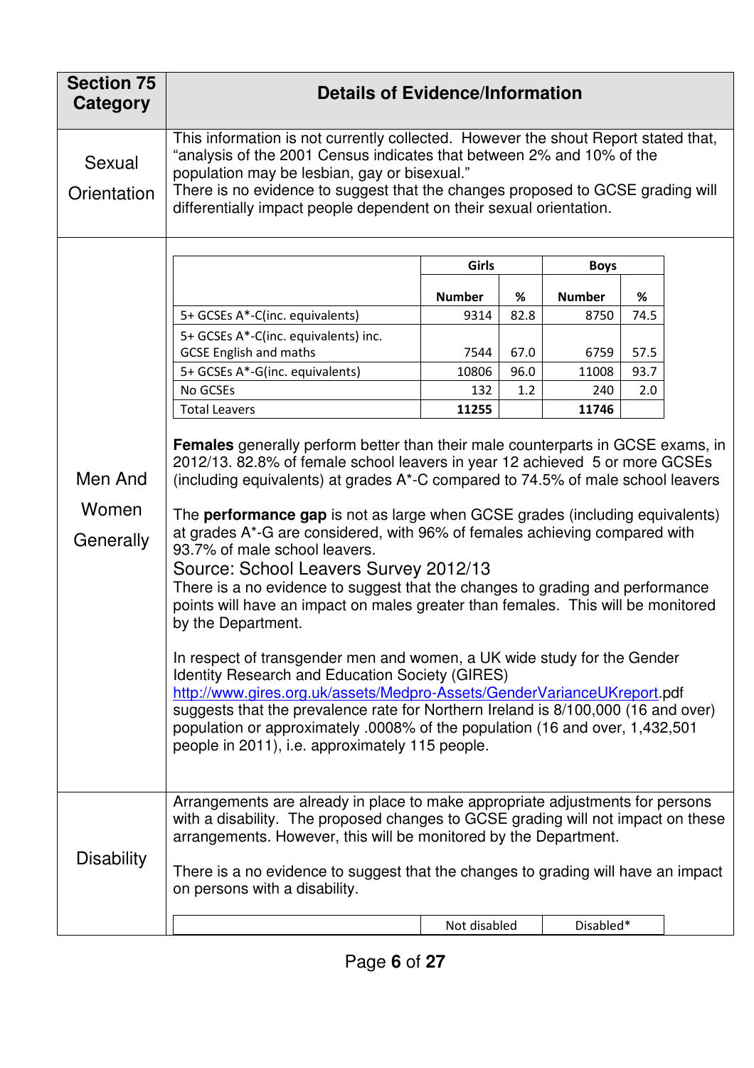| Section 75 Category | Details of Evidence/Information |
|---|---|
| Sexual Orientation | This information is not currently collected. However the shout Report stated that, "analysis of the 2001 Census indicates that between 2% and 10% of the population may be lesbian, gay or bisexual." There is no evidence to suggest that the changes proposed to GCSE grading will differentially impact people dependent on their sexual orientation. |
| Men And Women Generally | *(see table and text below)* |
| Disability | *(see text below)* |

**Men And Women Generally**

| | Girls | | Boys | |
|---|---|---|---|---|
| | Number | % | Number | % |
| 5+ GCSEs A*-C(inc. equivalents) | 9314 | 82.8 | 8750 | 74.5 |
| 5+ GCSEs A*-C(inc. equivalents) inc. GCSE English and maths | 7544 | 67.0 | 6759 | 57.5 |
| 5+ GCSEs A*-G(inc. equivalents) | 10806 | 96.0 | 11008 | 93.7 |
| No GCSEs | 132 | 1.2 | 240 | 2.0 |
| Total Leavers | **11255** | | **11746** | |

**Females** generally perform better than their male counterparts in GCSE exams, in 2012/13. 82.8% of female school leavers in year 12 achieved 5 or more GCSEs (including equivalents) at grades A*-C compared to 74.5% of male school leavers

The **performance gap** is not as large when GCSE grades (including equivalents) at grades A*-G are considered, with 96% of females achieving compared with 93.7% of male school leavers.

Source: School Leavers Survey 2012/13

There is a no evidence to suggest that the changes to grading and performance points will have an impact on males greater than females. This will be monitored by the Department.

In respect of transgender men and women, a UK wide study for the Gender Identity Research and Education Society (GIRES) http://www.gires.org.uk/assets/Medpro-Assets/GenderVarianceUKreport.pdf suggests that the prevalence rate for Northern Ireland is 8/100,000 (16 and over) population or approximately .0008% of the population (16 and over, 1,432,501 people in 2011), i.e. approximately 115 people.

**Disability**

Arrangements are already in place to make appropriate adjustments for persons with a disability. The proposed changes to GCSE grading will not impact on these arrangements. However, this will be monitored by the Department.

There is a no evidence to suggest that the changes to grading will have an impact on persons with a disability.

| | Not disabled | Disabled* |
|---|---|---|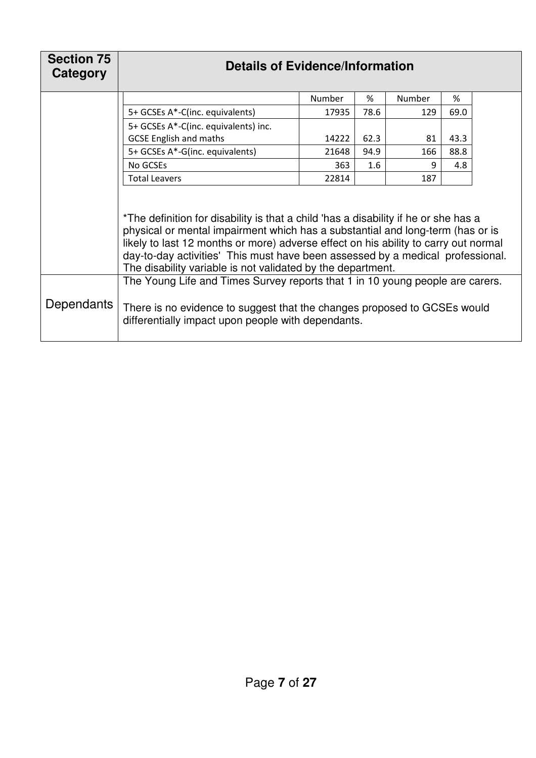| Section 75 Category | Details of Evidence/Information |
|---|---|
| | (see table below) |
| Dependants | The Young Life and Times Survey reports that 1 in 10 young people are carers.<br><br>There is no evidence to suggest that the changes proposed to GCSEs would differentially impact upon people with dependants. |

| | Number | % | Number | % |
|---|---|---|---|---|
| 5+ GCSEs A*-C(inc. equivalents) | 17935 | 78.6 | 129 | 69.0 |
| 5+ GCSEs A*-C(inc. equivalents) inc. GCSE English and maths | 14222 | 62.3 | 81 | 43.3 |
| 5+ GCSEs A*-G(inc. equivalents) | 21648 | 94.9 | 166 | 88.8 |
| No GCSEs | 363 | 1.6 | 9 | 4.8 |
| Total Leavers | 22814 | | 187 | |

*The definition for disability is that a child 'has a disability if he or she has a physical or mental impairment which has a substantial and long-term (has or is likely to last 12 months or more) adverse effect on his ability to carry out normal day-to-day activities' This must have been assessed by a medical professional. The disability variable is not validated by the department.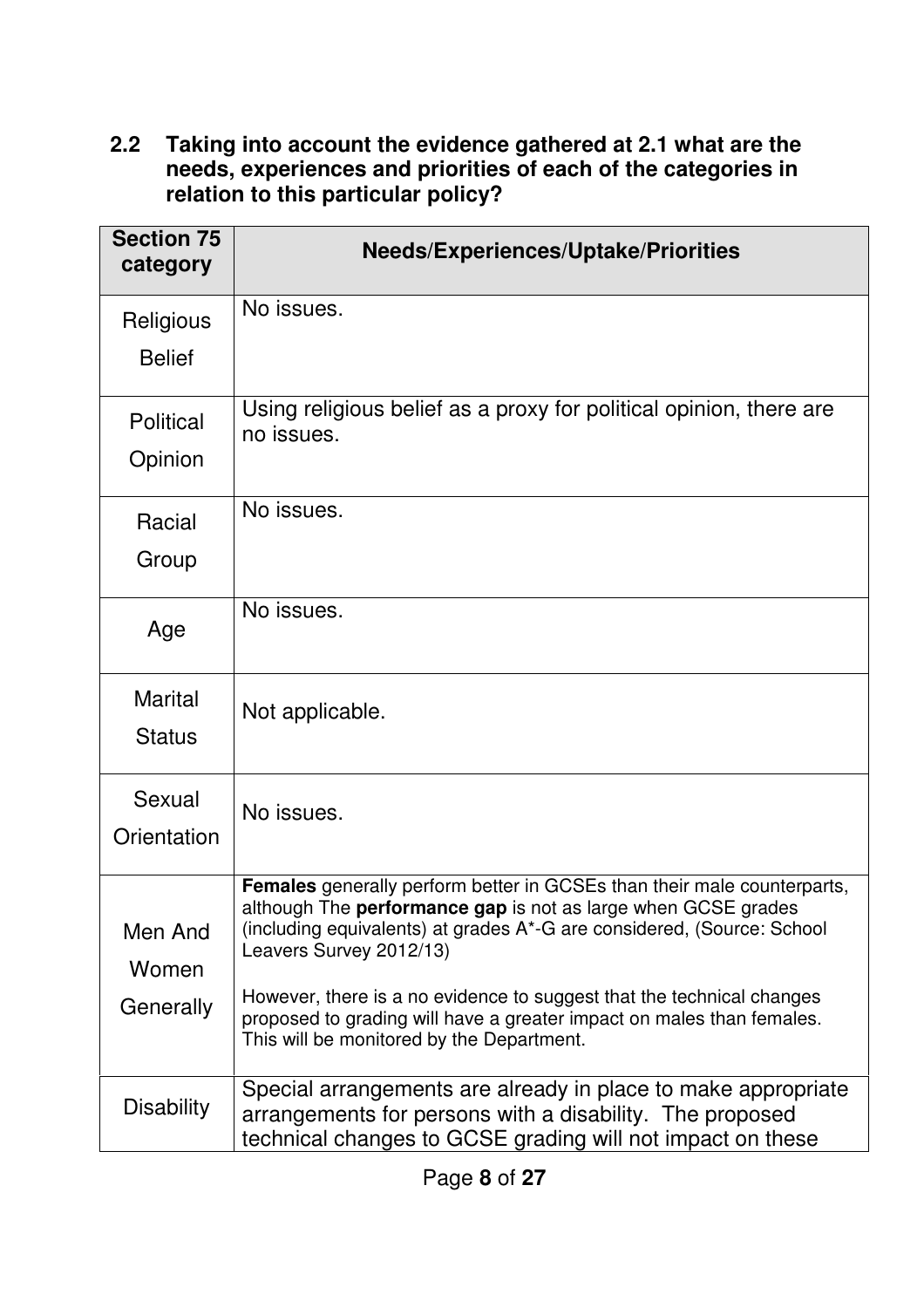**2.2 Taking into account the evidence gathered at 2.1 what are the needs, experiences and priorities of each of the categories in relation to this particular policy?**

| Section 75 category | Needs/Experiences/Uptake/Priorities |
|---|---|
| Religious Belief | No issues. |
| Political Opinion | Using religious belief as a proxy for political opinion, there are no issues. |
| Racial Group | No issues. |
| Age | No issues. |
| Marital Status | Not applicable. |
| Sexual Orientation | No issues. |
| Men And Women Generally | **Females** generally perform better in GCSEs than their male counterparts, although The **performance gap** is not as large when GCSE grades (including equivalents) at grades A*-G are considered, (Source: School Leavers Survey 2012/13)<br><br>However, there is a no evidence to suggest that the technical changes proposed to grading will have a greater impact on males than females. This will be monitored by the Department. |
| Disability | Special arrangements are already in place to make appropriate arrangements for persons with a disability. The proposed technical changes to GCSE grading will not impact on these |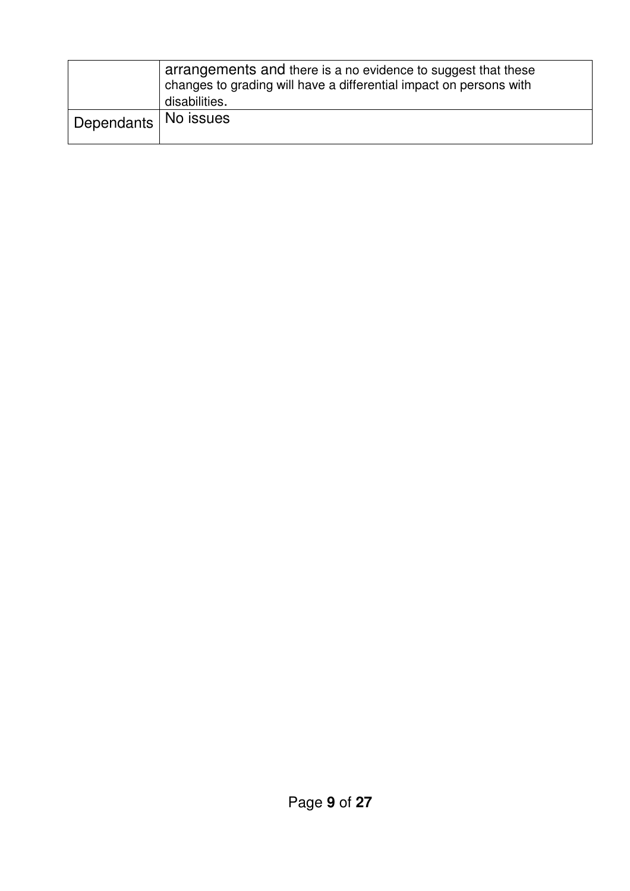| | |
|---|---|
| | arrangements and there is a no evidence to suggest that these changes to grading will have a differential impact on persons with disabilities. |
| Dependants | No issues |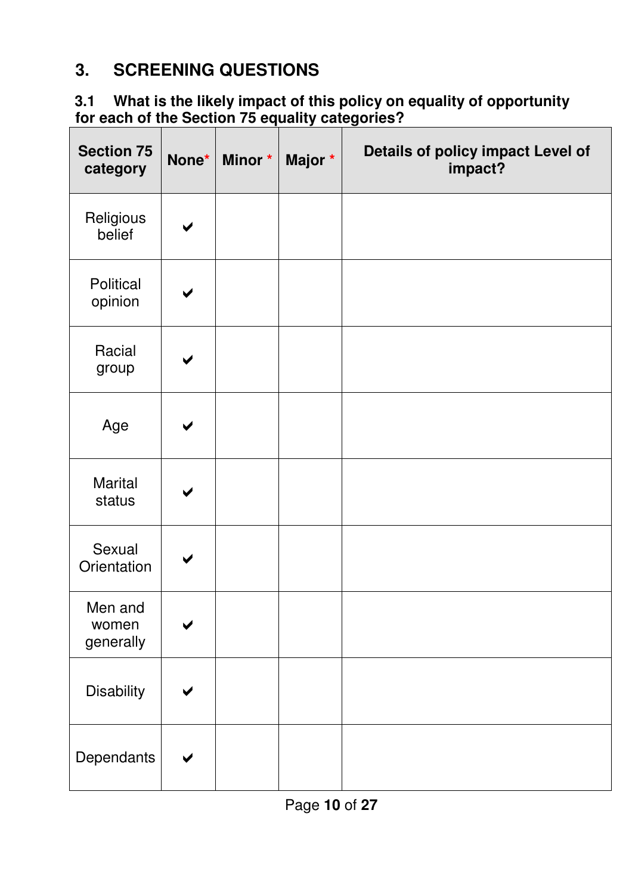## 3. SCREENING QUESTIONS

### 3.1 What is the likely impact of this policy on equality of opportunity for each of the Section 75 equality categories?

| Section 75 category | None* | Minor * | Major * | Details of policy impact Level of impact? |
|---|---|---|---|---|
| Religious belief | ✔ | | | |
| Political opinion | ✔ | | | |
| Racial group | ✔ | | | |
| Age | ✔ | | | |
| Marital status | ✔ | | | |
| Sexual Orientation | ✔ | | | |
| Men and women generally | ✔ | | | |
| Disability | ✔ | | | |
| Dependants | ✔ | | | |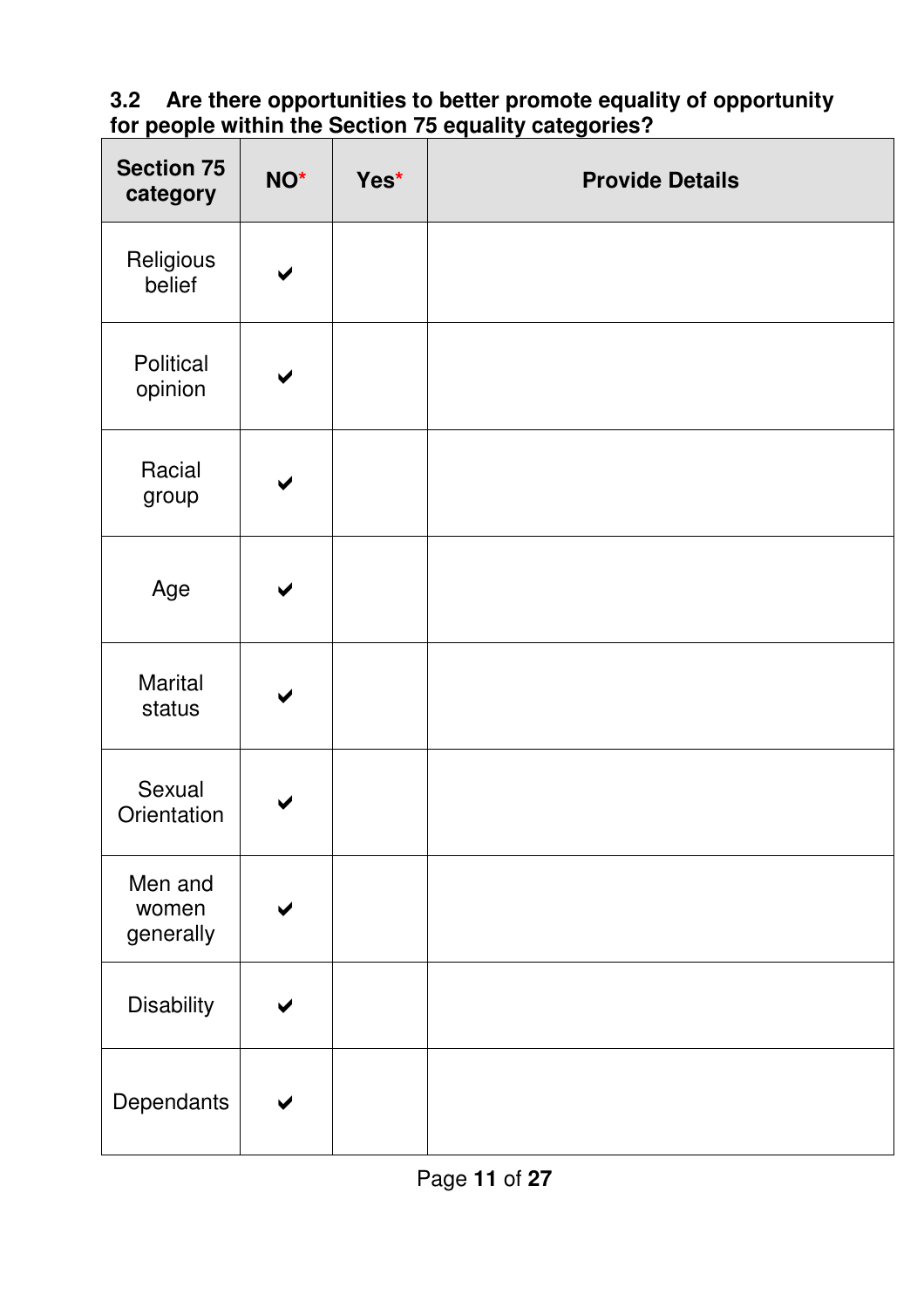**3.2 Are there opportunities to better promote equality of opportunity for people within the Section 75 equality categories?**

| Section 75 category | NO* | Yes* | Provide Details |
|---|---|---|---|
| Religious belief | ✔ | | |
| Political opinion | ✔ | | |
| Racial group | ✔ | | |
| Age | ✔ | | |
| Marital status | ✔ | | |
| Sexual Orientation | ✔ | | |
| Men and women generally | ✔ | | |
| Disability | ✔ | | |
| Dependants | ✔ | | |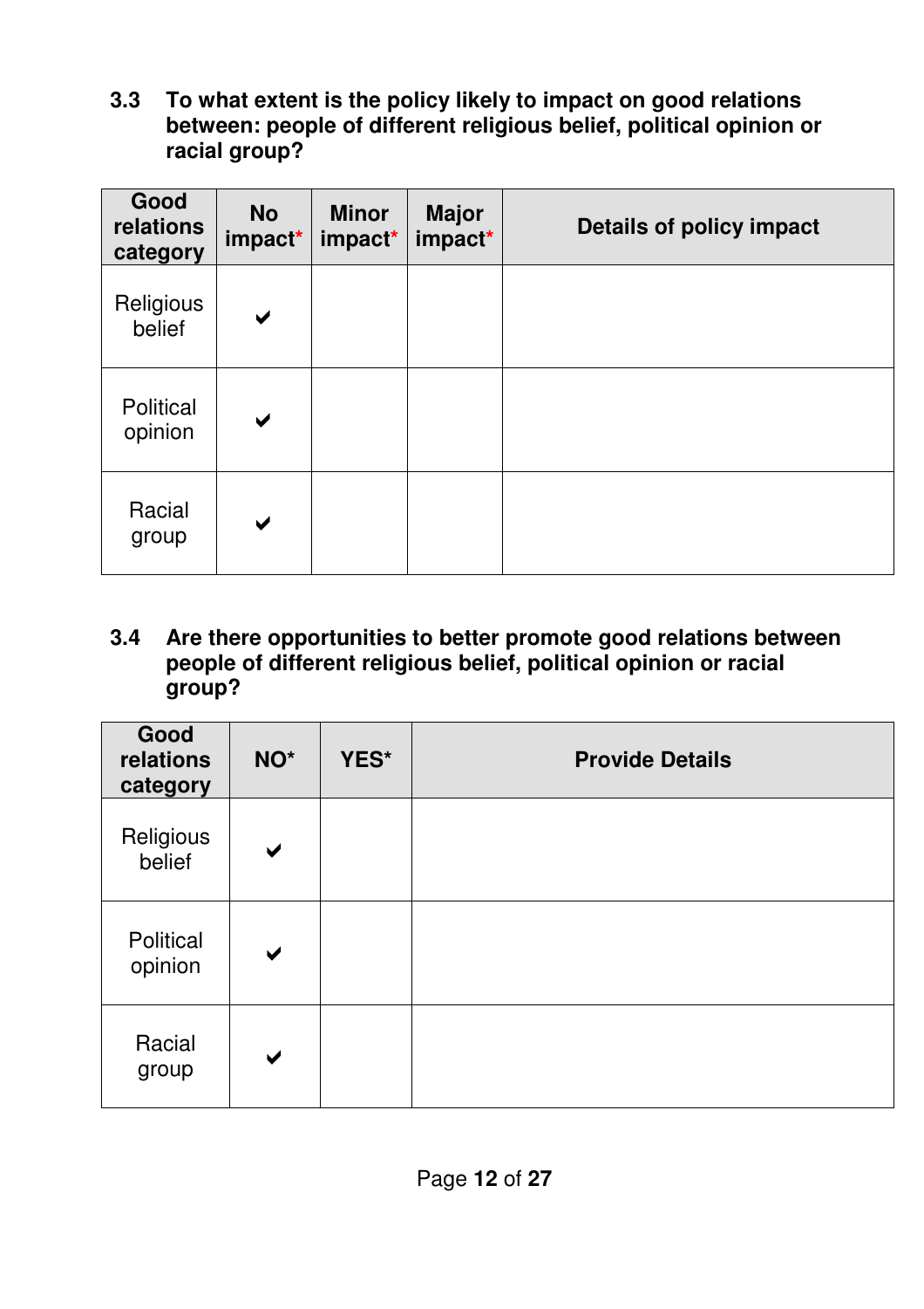**3.3 To what extent is the policy likely to impact on good relations between: people of different religious belief, political opinion or racial group?**

| Good relations category | No impact* | Minor impact* | Major impact* | Details of policy impact |
|---|---|---|---|---|
| Religious belief | ✔ | | | |
| Political opinion | ✔ | | | |
| Racial group | ✔ | | | |

**3.4 Are there opportunities to better promote good relations between people of different religious belief, political opinion or racial group?**

| Good relations category | NO* | YES* | Provide Details |
|---|---|---|---|
| Religious belief | ✔ | | |
| Political opinion | ✔ | | |
| Racial group | ✔ | | |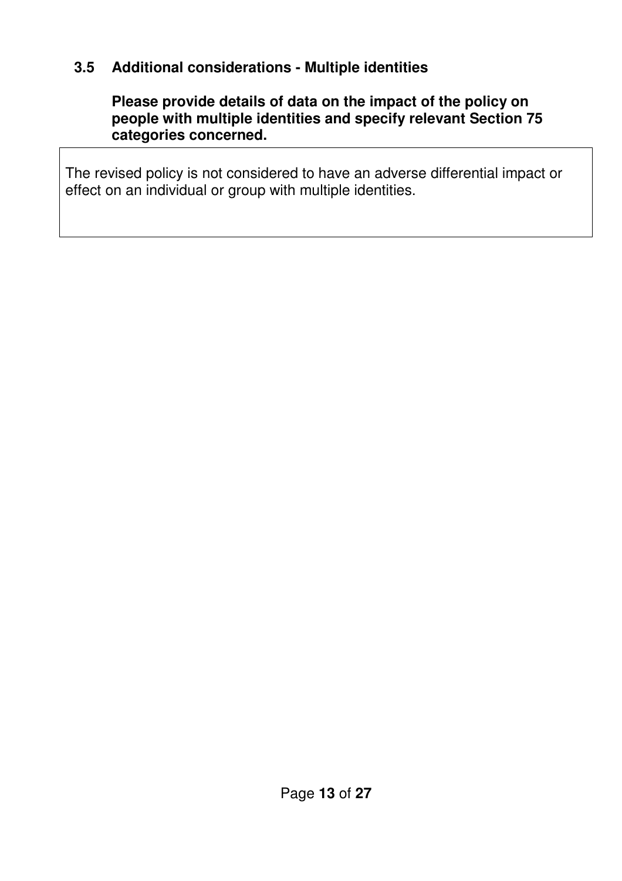### 3.5 Additional considerations - Multiple identities

**Please provide details of data on the impact of the policy on people with multiple identities and specify relevant Section 75 categories concerned.**

The revised policy is not considered to have an adverse differential impact or effect on an individual or group with multiple identities.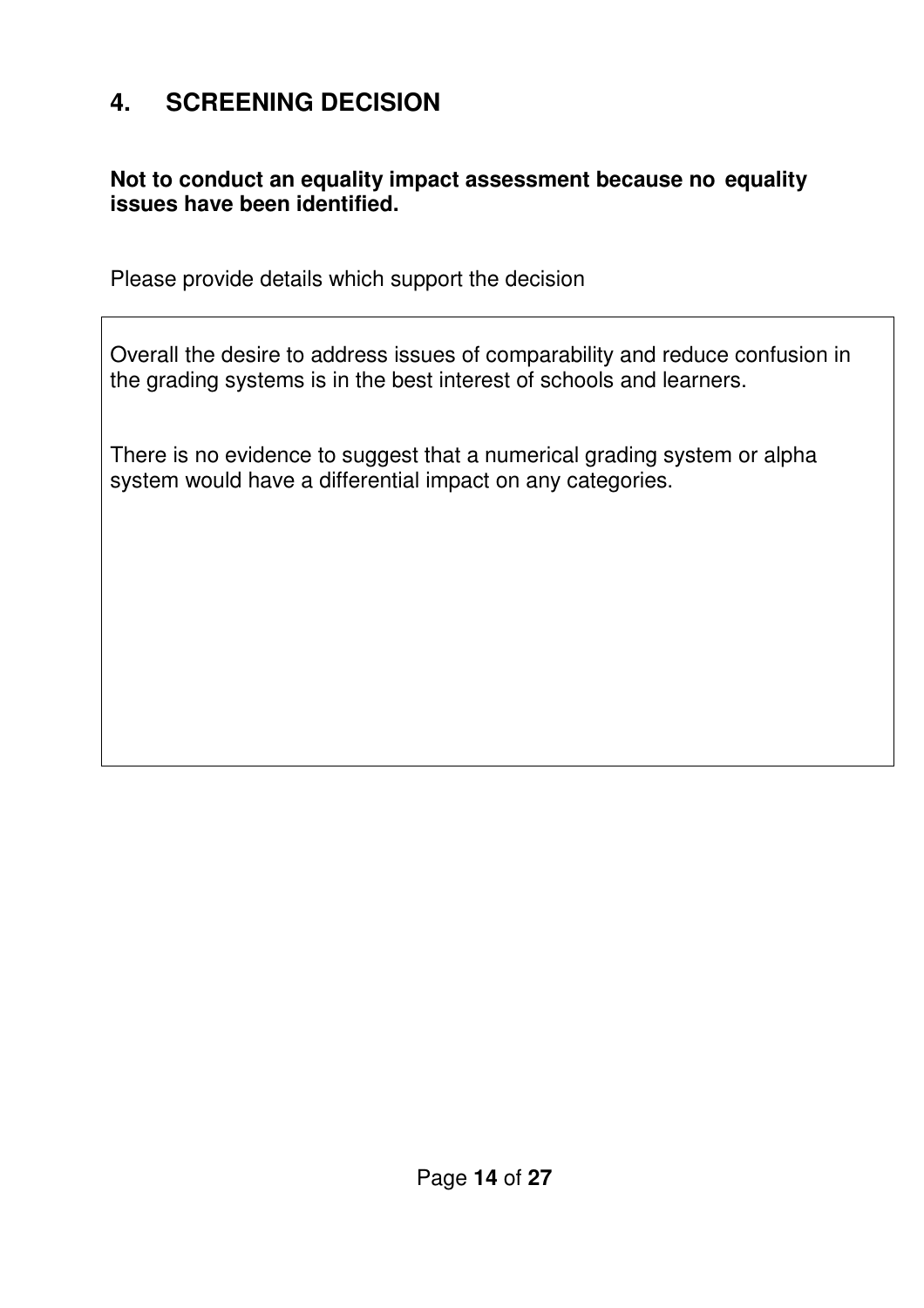## 4. SCREENING DECISION

**Not to conduct an equality impact assessment because no equality issues have been identified.**

Please provide details which support the decision

| |
|---|
| Overall the desire to address issues of comparability and reduce confusion in the grading systems is in the best interest of schools and learners.<br><br>There is no evidence to suggest that a numerical grading system or alpha system would have a differential impact on any categories. |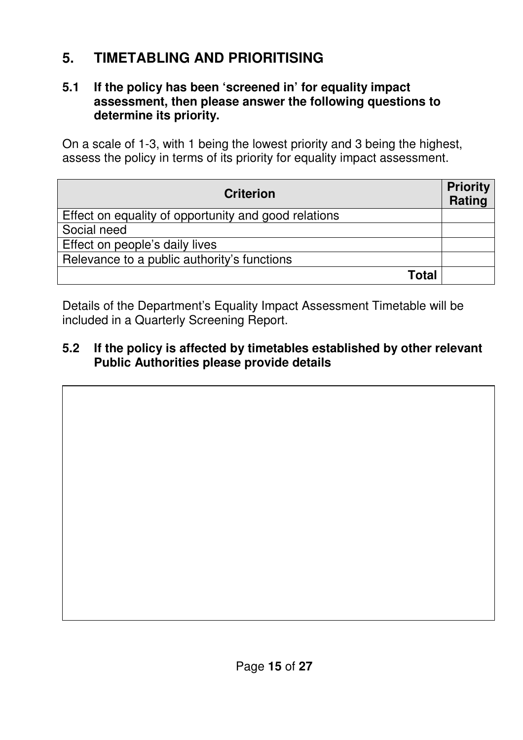## 5. TIMETABLING AND PRIORITISING

### 5.1 If the policy has been 'screened in' for equality impact assessment, then please answer the following questions to determine its priority.

On a scale of 1-3, with 1 being the lowest priority and 3 being the highest, assess the policy in terms of its priority for equality impact assessment.

| Criterion | Priority Rating |
|---|---|
| Effect on equality of opportunity and good relations | |
| Social need | |
| Effect on people's daily lives | |
| Relevance to a public authority's functions | |
| **Total** | |

Details of the Department's Equality Impact Assessment Timetable will be included in a Quarterly Screening Report.

### 5.2 If the policy is affected by timetables established by other relevant Public Authorities please provide details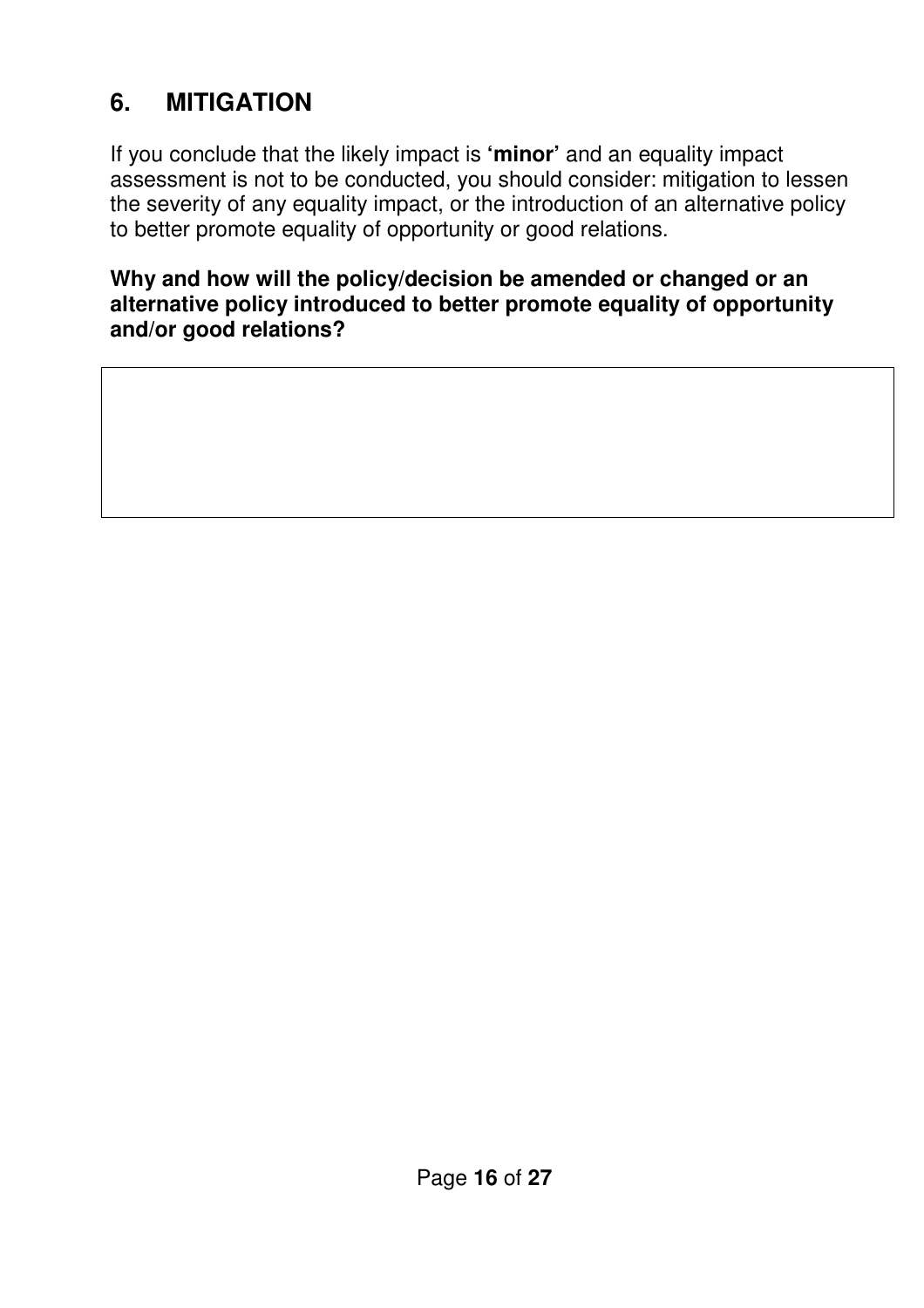## 6. MITIGATION

If you conclude that the likely impact is **'minor'** and an equality impact assessment is not to be conducted, you should consider: mitigation to lessen the severity of any equality impact, or the introduction of an alternative policy to better promote equality of opportunity or good relations.

**Why and how will the policy/decision be amended or changed or an alternative policy introduced to better promote equality of opportunity and/or good relations?**

| |
|---|
| |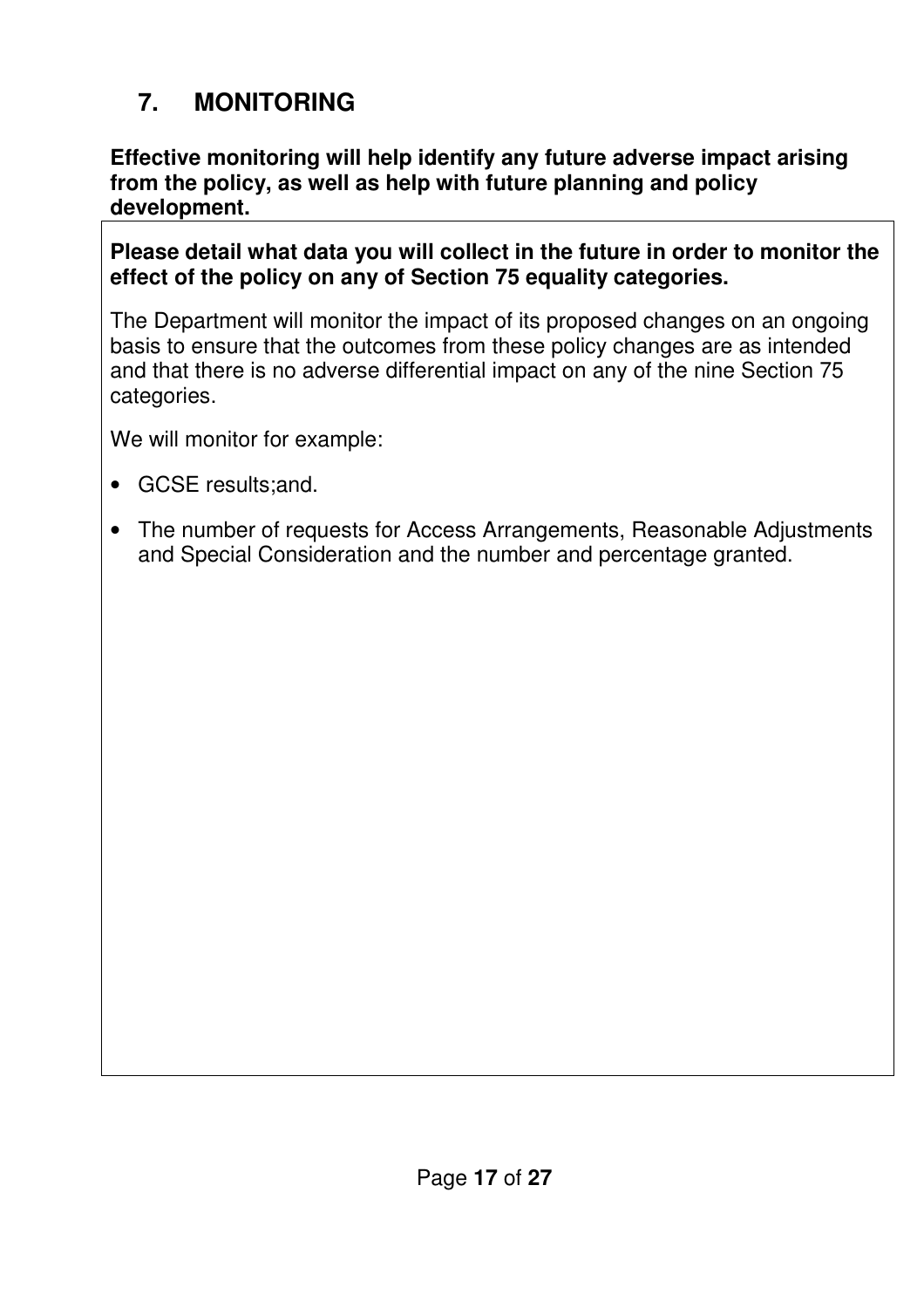## 7. MONITORING

**Effective monitoring will help identify any future adverse impact arising from the policy, as well as help with future planning and policy development.**

**Please detail what data you will collect in the future in order to monitor the effect of the policy on any of Section 75 equality categories.**

The Department will monitor the impact of its proposed changes on an ongoing basis to ensure that the outcomes from these policy changes are as intended and that there is no adverse differential impact on any of the nine Section 75 categories.

We will monitor for example:

- GCSE results;and.
- The number of requests for Access Arrangements, Reasonable Adjustments and Special Consideration and the number and percentage granted.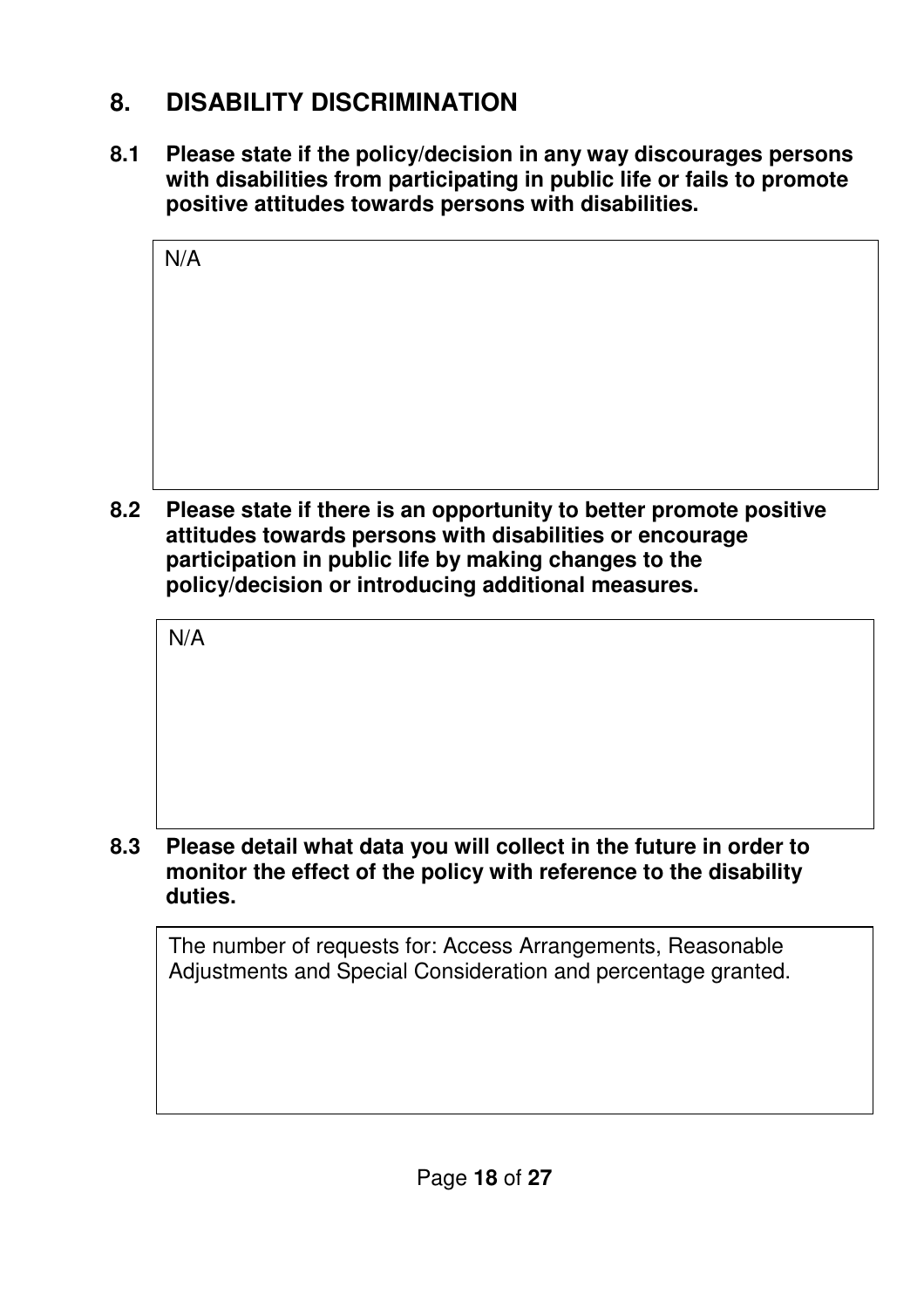## 8. DISABILITY DISCRIMINATION

**8.1 Please state if the policy/decision in any way discourages persons with disabilities from participating in public life or fails to promote positive attitudes towards persons with disabilities.**

N/A

**8.2 Please state if there is an opportunity to better promote positive attitudes towards persons with disabilities or encourage participation in public life by making changes to the policy/decision or introducing additional measures.**

N/A

**8.3 Please detail what data you will collect in the future in order to monitor the effect of the policy with reference to the disability duties.**

The number of requests for: Access Arrangements, Reasonable Adjustments and Special Consideration and percentage granted.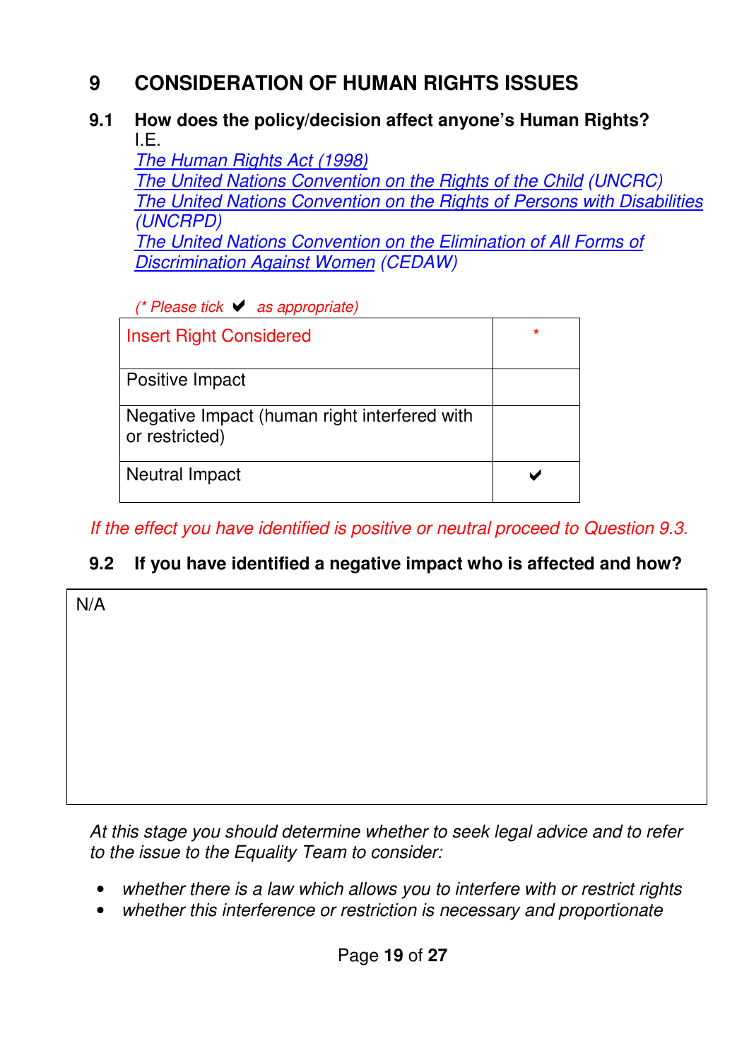## 9 CONSIDERATION OF HUMAN RIGHTS ISSUES

### 9.1 How does the policy/decision affect anyone's Human Rights?

I.E.

*The Human Rights Act (1998)*
*The United Nations Convention on the Rights of the Child (UNCRC)*
*The United Nations Convention on the Rights of Persons with Disabilities (UNCRPD)*
*The United Nations Convention on the Elimination of All Forms of Discrimination Against Women (CEDAW)*

*(\* Please tick ✔ as appropriate)*

| Insert Right Considered | * |
|---|---|
| Positive Impact | |
| Negative Impact (human right interfered with or restricted) | |
| Neutral Impact | ✔ |

*If the effect you have identified is positive or neutral proceed to Question 9.3.*

### 9.2 If you have identified a negative impact who is affected and how?

N/A

*At this stage you should determine whether to seek legal advice and to refer to the issue to the Equality Team to consider:*

- *whether there is a law which allows you to interfere with or restrict rights*
- *whether this interference or restriction is necessary and proportionate*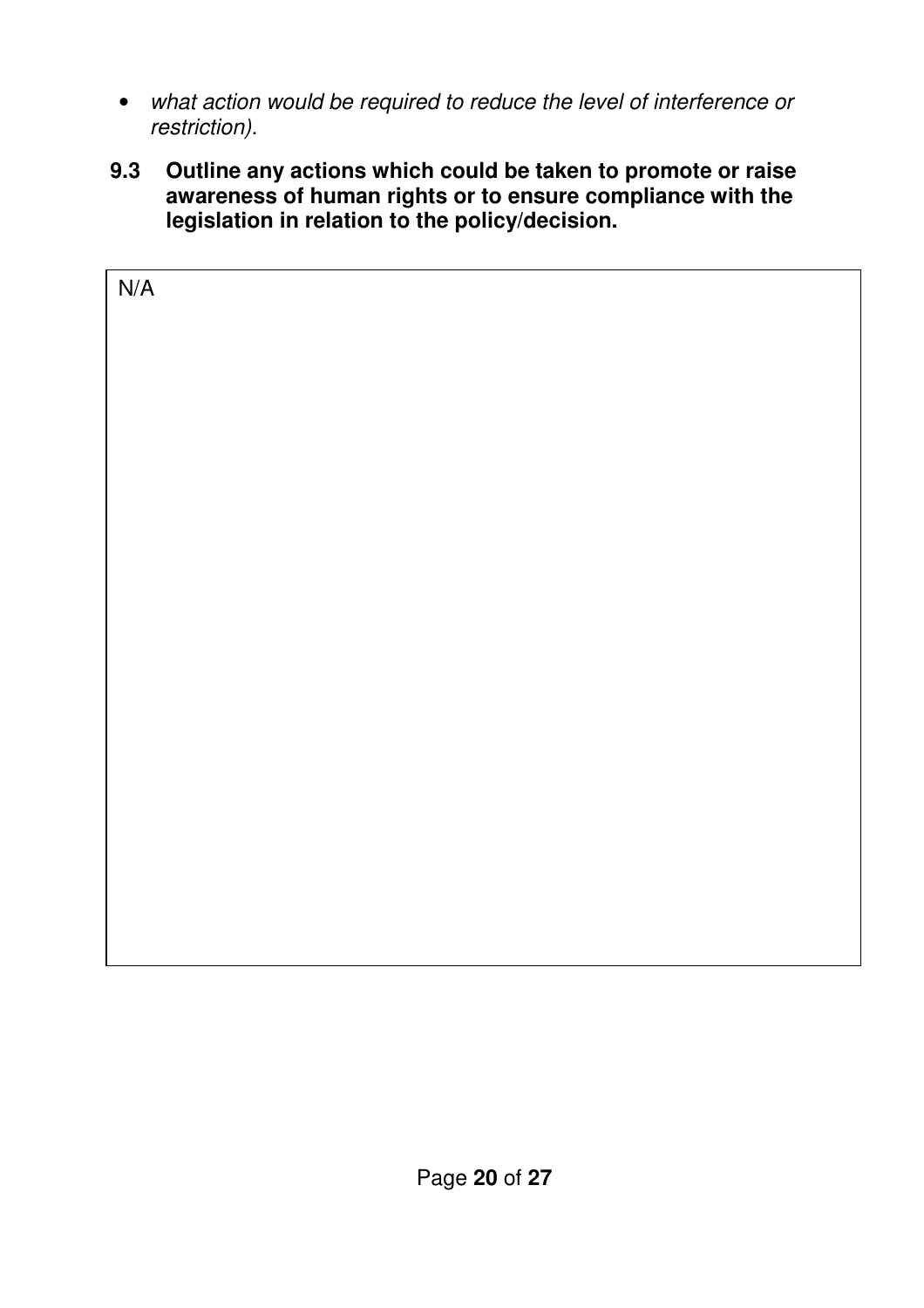- *what action would be required to reduce the level of interference or restriction).*

**9.3 Outline any actions which could be taken to promote or raise awareness of human rights or to ensure compliance with the legislation in relation to the policy/decision.**

| |
|---|
| N/A |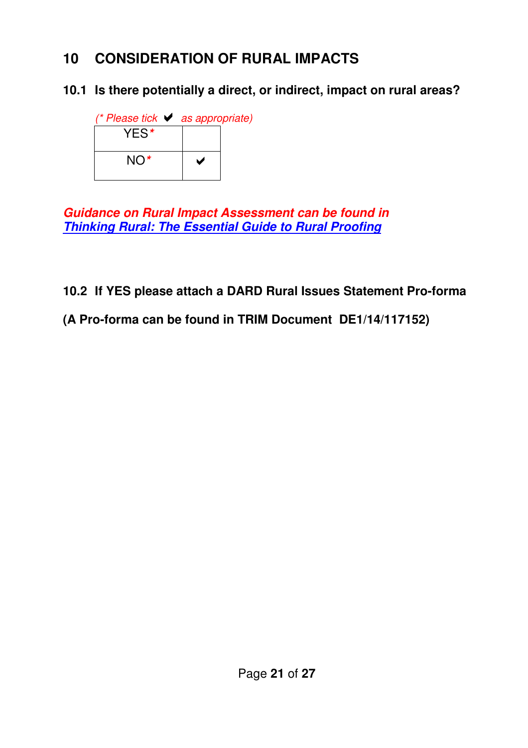## 10 CONSIDERATION OF RURAL IMPACTS

### 10.1 Is there potentially a direct, or indirect, impact on rural areas?

*(* Please tick ✔ as appropriate)*

| | |
|---|---|
| YES* | |
| NO* | ✔ |

***Guidance on Rural Impact Assessment can be found in***
***Thinking Rural: The Essential Guide to Rural Proofing***

### 10.2 If YES please attach a DARD Rural Issues Statement Pro-forma

**(A Pro-forma can be found in TRIM Document DE1/14/117152)**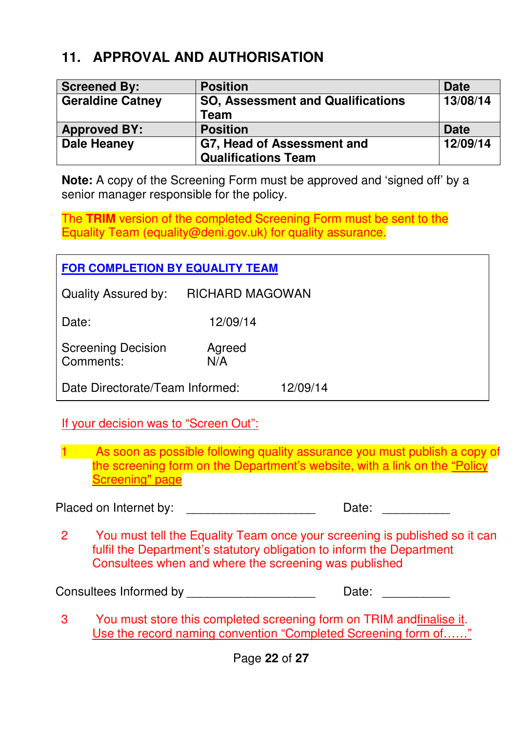## 11. APPROVAL AND AUTHORISATION

| **Screened By:** | **Position** | **Date** |
|---|---|---|
| **Geraldine Catney** | **SO, Assessment and Qualifications Team** | **13/08/14** |
| **Approved BY:** | **Position** | **Date** |
| **Dale Heaney** | **G7, Head of Assessment and Qualifications Team** | **12/09/14** |

**Note:** A copy of the Screening Form must be approved and 'signed off' by a senior manager responsible for the policy.

The **TRIM** version of the completed Screening Form must be sent to the Equality Team (equality@deni.gov.uk) for quality assurance.

**FOR COMPLETION BY EQUALITY TEAM**

Quality Assured by: RICHARD MAGOWAN

Date: 12/09/14

Screening Decision: Agreed
Comments: N/A

Date Directorate/Team Informed: 12/09/14

If your decision was to "Screen Out":

1. As soon as possible following quality assurance you must publish a copy of the screening form on the Department's website, with a link on the "Policy Screening" page

Placed on Internet by: ___________________ Date: __________

2. You must tell the Equality Team once your screening is published so it can fulfil the Department's statutory obligation to inform the Department Consultees when and where the screening was published

Consultees Informed by ___________________ Date: __________

3. You must store this completed screening form on TRIM andfinalise it. Use the record naming convention "Completed Screening form of……"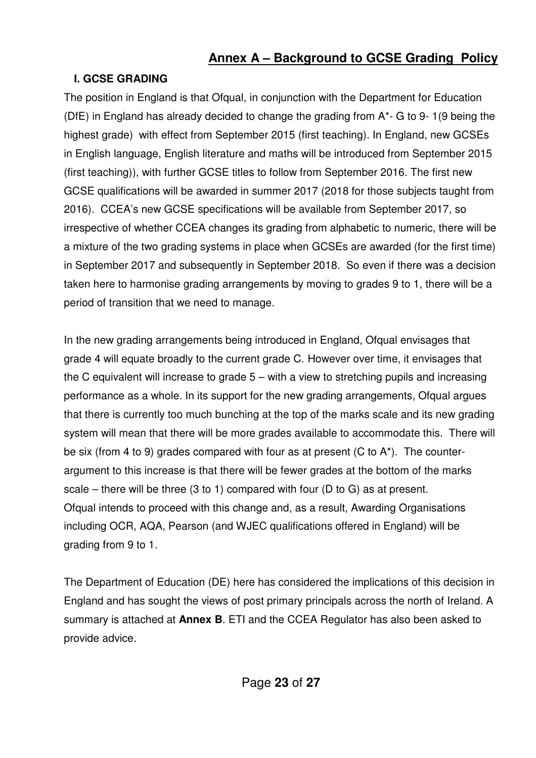## Annex A – Background to GCSE Grading Policy

### I. GCSE GRADING

The position in England is that Ofqual, in conjunction with the Department for Education (DfE) in England has already decided to change the grading from A*- G to 9- 1(9 being the highest grade) with effect from September 2015 (first teaching). In England, new GCSEs in English language, English literature and maths will be introduced from September 2015 (first teaching)), with further GCSE titles to follow from September 2016. The first new GCSE qualifications will be awarded in summer 2017 (2018 for those subjects taught from 2016). CCEA's new GCSE specifications will be available from September 2017, so irrespective of whether CCEA changes its grading from alphabetic to numeric, there will be a mixture of the two grading systems in place when GCSEs are awarded (for the first time) in September 2017 and subsequently in September 2018. So even if there was a decision taken here to harmonise grading arrangements by moving to grades 9 to 1, there will be a period of transition that we need to manage.

In the new grading arrangements being introduced in England, Ofqual envisages that grade 4 will equate broadly to the current grade C. However over time, it envisages that the C equivalent will increase to grade 5 – with a view to stretching pupils and increasing performance as a whole. In its support for the new grading arrangements, Ofqual argues that there is currently too much bunching at the top of the marks scale and its new grading system will mean that there will be more grades available to accommodate this. There will be six (from 4 to 9) grades compared with four as at present (C to A*). The counter-argument to this increase is that there will be fewer grades at the bottom of the marks scale – there will be three (3 to 1) compared with four (D to G) as at present.
Ofqual intends to proceed with this change and, as a result, Awarding Organisations including OCR, AQA, Pearson (and WJEC qualifications offered in England) will be grading from 9 to 1.

The Department of Education (DE) here has considered the implications of this decision in England and has sought the views of post primary principals across the north of Ireland. A summary is attached at **Annex B**. ETI and the CCEA Regulator has also been asked to provide advice.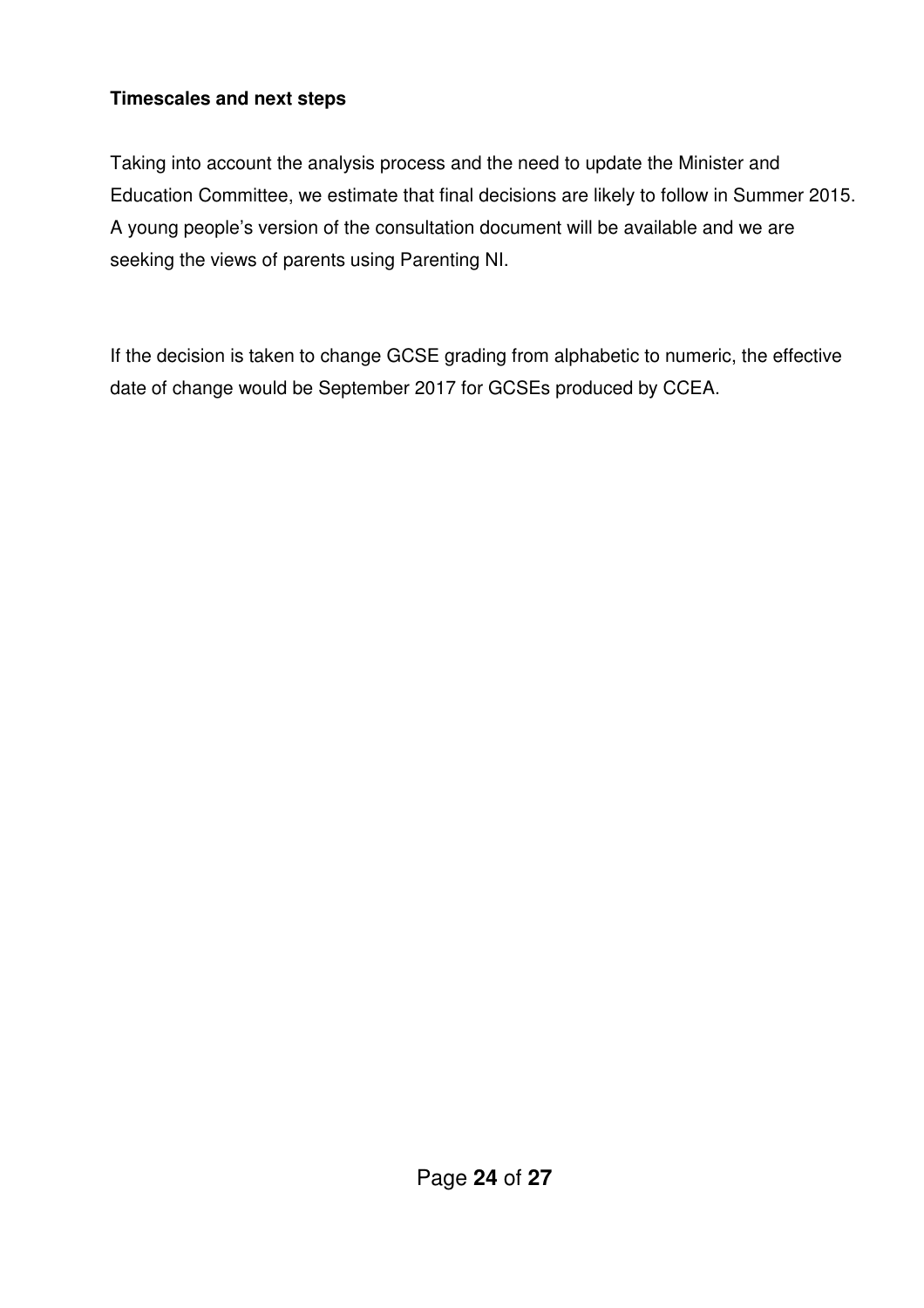**Timescales and next steps**

Taking into account the analysis process and the need to update the Minister and Education Committee, we estimate that final decisions are likely to follow in Summer 2015. A young people's version of the consultation document will be available and we are seeking the views of parents using Parenting NI.

If the decision is taken to change GCSE grading from alphabetic to numeric, the effective date of change would be September 2017 for GCSEs produced by CCEA.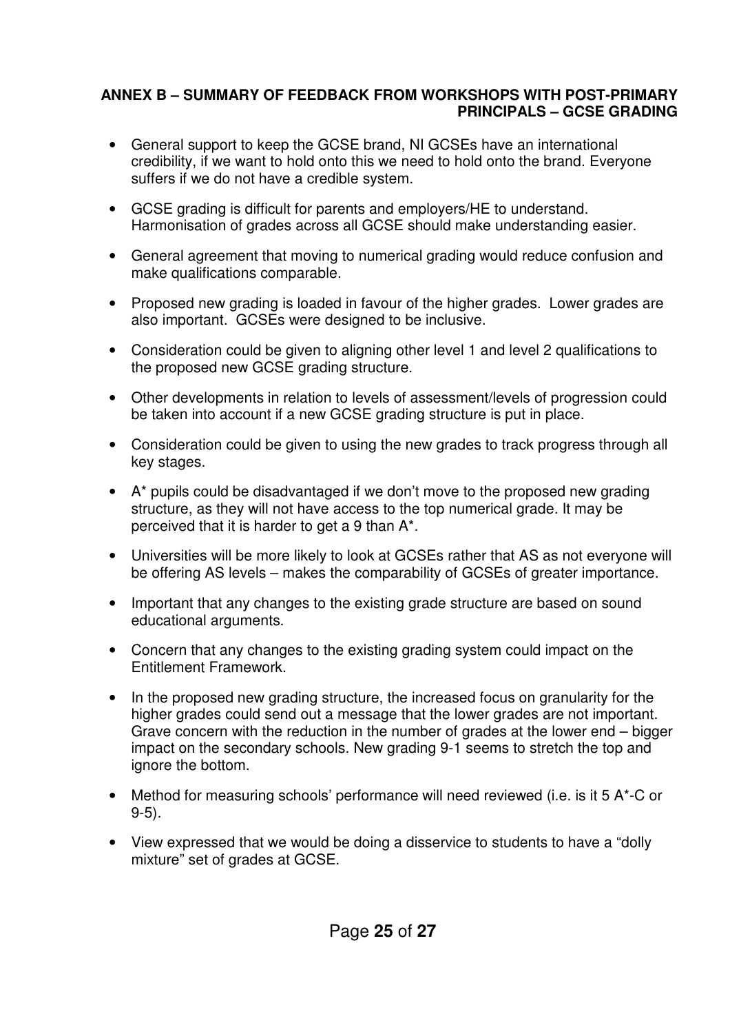## ANNEX B – SUMMARY OF FEEDBACK FROM WORKSHOPS WITH POST-PRIMARY PRINCIPALS – GCSE GRADING

- General support to keep the GCSE brand, NI GCSEs have an international credibility, if we want to hold onto this we need to hold onto the brand. Everyone suffers if we do not have a credible system.
- GCSE grading is difficult for parents and employers/HE to understand. Harmonisation of grades across all GCSE should make understanding easier.
- General agreement that moving to numerical grading would reduce confusion and make qualifications comparable.
- Proposed new grading is loaded in favour of the higher grades. Lower grades are also important. GCSEs were designed to be inclusive.
- Consideration could be given to aligning other level 1 and level 2 qualifications to the proposed new GCSE grading structure.
- Other developments in relation to levels of assessment/levels of progression could be taken into account if a new GCSE grading structure is put in place.
- Consideration could be given to using the new grades to track progress through all key stages.
- A* pupils could be disadvantaged if we don't move to the proposed new grading structure, as they will not have access to the top numerical grade. It may be perceived that it is harder to get a 9 than A*.
- Universities will be more likely to look at GCSEs rather that AS as not everyone will be offering AS levels – makes the comparability of GCSEs of greater importance.
- Important that any changes to the existing grade structure are based on sound educational arguments.
- Concern that any changes to the existing grading system could impact on the Entitlement Framework.
- In the proposed new grading structure, the increased focus on granularity for the higher grades could send out a message that the lower grades are not important. Grave concern with the reduction in the number of grades at the lower end – bigger impact on the secondary schools. New grading 9-1 seems to stretch the top and ignore the bottom.
- Method for measuring schools' performance will need reviewed (i.e. is it 5 A*-C or 9-5).
- View expressed that we would be doing a disservice to students to have a "dolly mixture" set of grades at GCSE.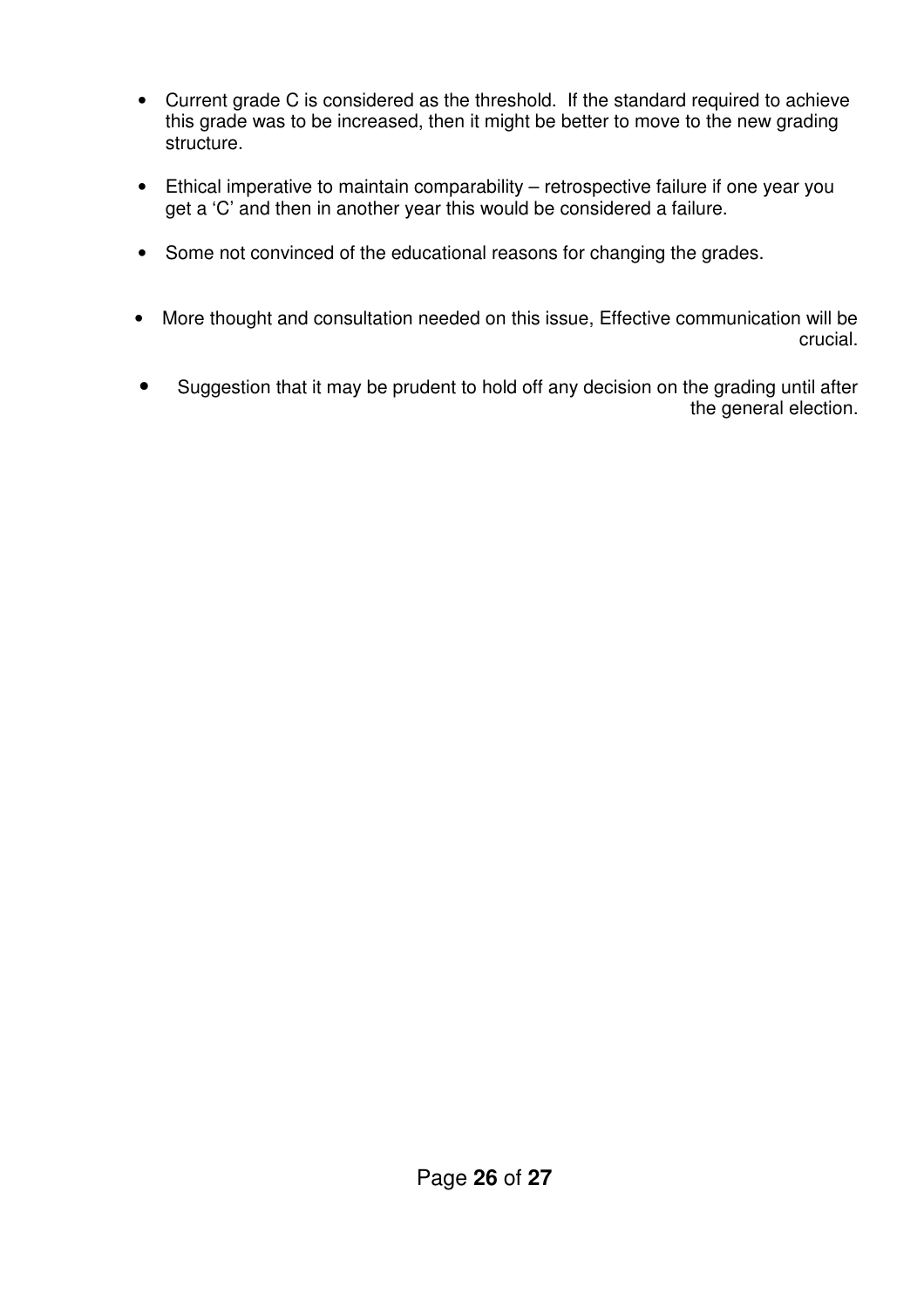- Current grade C is considered as the threshold.  If the standard required to achieve this grade was to be increased, then it might be better to move to the new grading structure.

- Ethical imperative to maintain comparability – retrospective failure if one year you get a 'C' and then in another year this would be considered a failure.

- Some not convinced of the educational reasons for changing the grades.

- More thought and consultation needed on this issue, Effective communication will be crucial.

- Suggestion that it may be prudent to hold off any decision on the grading until after the general election.